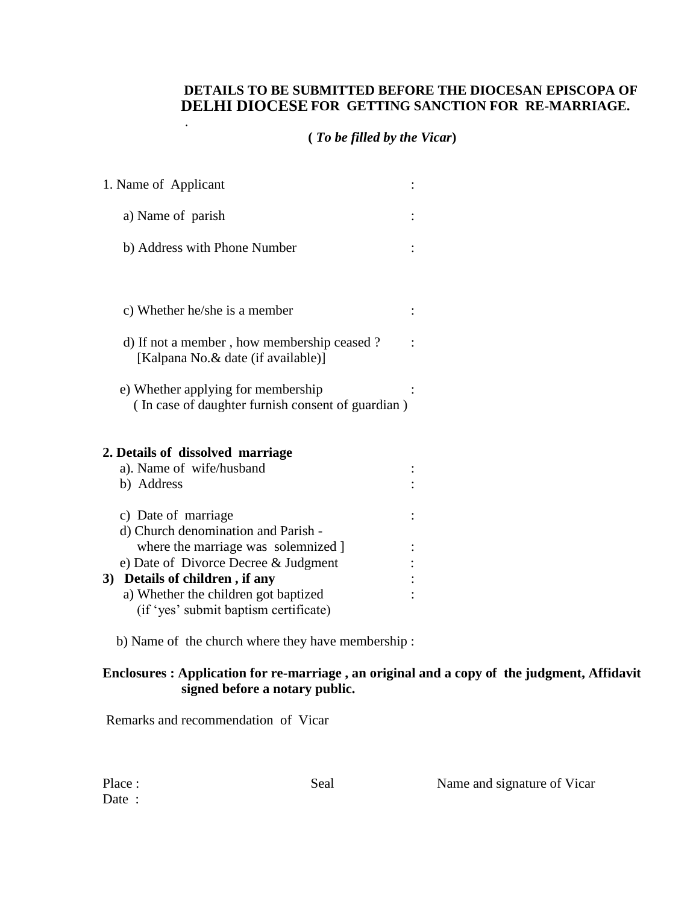**DETAILS TO BE SUBMITTED BEFORE THE DIOCESAN EPISCOPA OF DELHI DIOCESE FOR GETTING SANCTION FOR RE-MARRIAGE.**

**( *To be filled by the Vicar*)**

1. Name of Applicant :

   a) Name of parish :

   b) Address with Phone Number :

   c) Whether he/she is a member :

   d) If not a member , how membership ceased ? :
   [Kalpana No.& date (if available)]

   e) Whether applying for membership :
   ( In case of daughter furnish consent of guardian )

**2. Details of dissolved marriage**

   a). Name of wife/husband :

   b) Address :

   c) Date of marriage :

   d) Church denomination and Parish -
   where the marriage was solemnized ] :

   e) Date of Divorce Decree & Judgment :

**3) Details of children , if any** :

   a) Whether the children got baptized :
   (if 'yes' submit baptism certificate)

   b) Name of the church where they have membership :

**Enclosures : Application for re-marriage , an original and a copy of the judgment, Affidavit signed before a notary public.**

Remarks and recommendation of Vicar

Place :

Date :

Seal

Name and signature of Vicar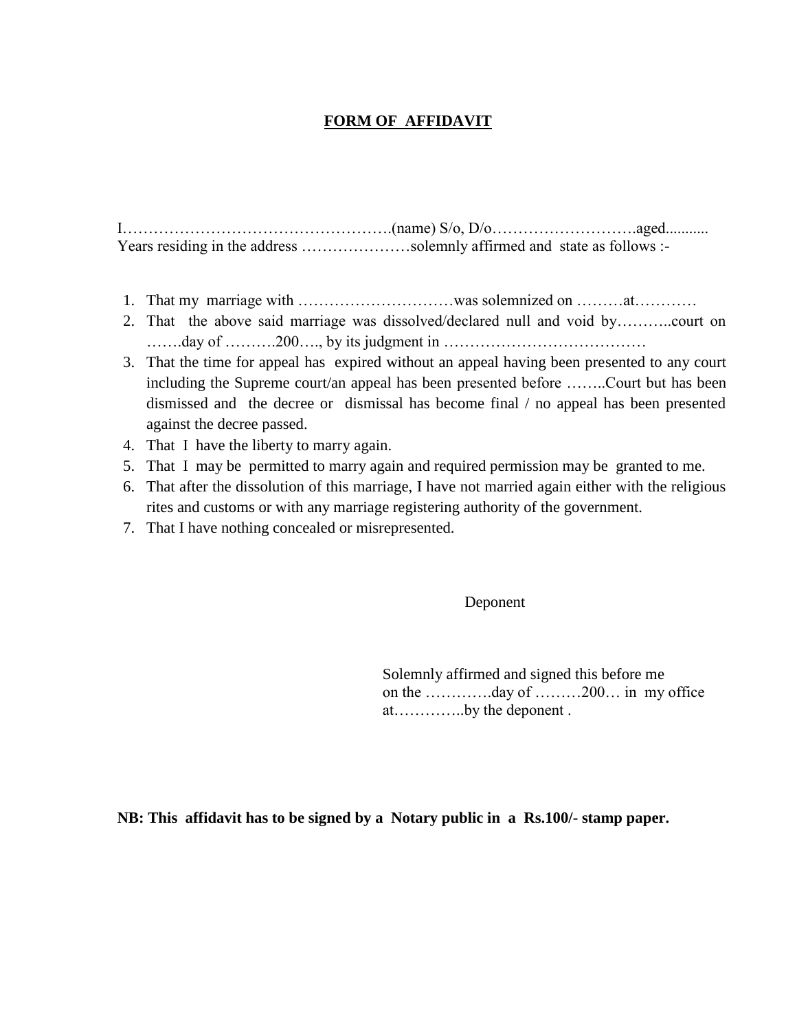**FORM OF AFFIDAVIT**

I…………………………………………….(name) S/o, D/o……………………….aged........... Years residing in the address …………………solemnly affirmed and state as follows :-

1. That my marriage with …………………………was solemnized on ………at…………
2. That the above said marriage was dissolved/declared null and void by………..court on …….day of ……….200…., by its judgment in …………………………………
3. That the time for appeal has expired without an appeal having been presented to any court including the Supreme court/an appeal has been presented before ……..Court but has been dismissed and the decree or dismissal has become final / no appeal has been presented against the decree passed.
4. That I have the liberty to marry again.
5. That I may be permitted to marry again and required permission may be granted to me.
6. That after the dissolution of this marriage, I have not married again either with the religious rites and customs or with any marriage registering authority of the government.
7. That I have nothing concealed or misrepresented.

Deponent

Solemnly affirmed and signed this before me on the ………….day of ………200… in my office at…………..by the deponent .

**NB: This affidavit has to be signed by a Notary public in a Rs.100/- stamp paper.**